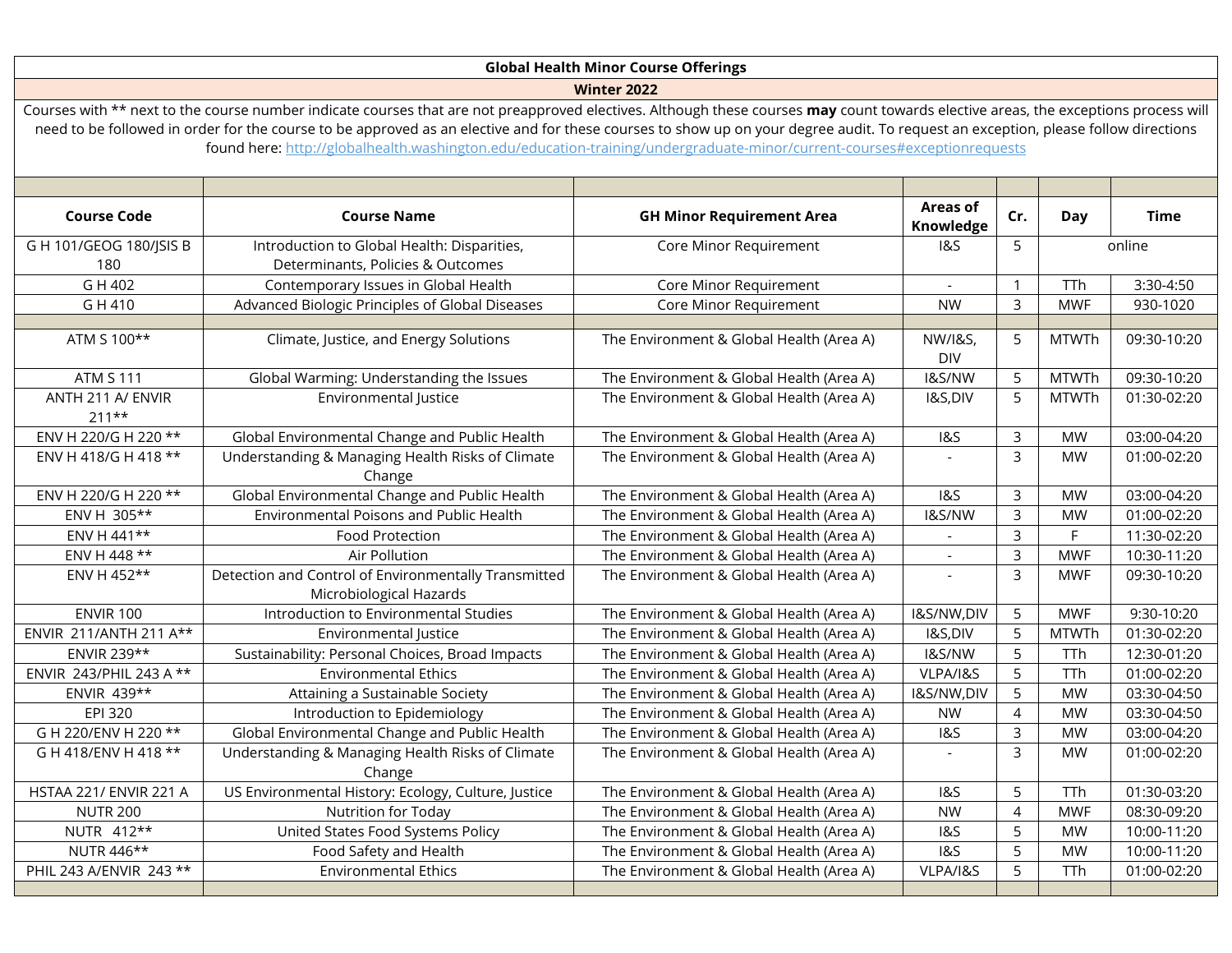# Global Health Minor Course Offerings

## Winter 2022

Courses with ** next to the course number indicate courses that are not preapproved electives. Although these courses **may** count towards elective areas, the exceptions process will need to be followed in order for the course to be approved as an elective and for these courses to show up on your degree audit. To request an exception, please follow directions found here: [http://globalhealth.washington.edu/education-training/undergraduate-minor/current-courses#exceptionrequests](http://globalhealth.washington.edu/education-training/undergraduate-minor/current-courses#exceptionrequests)

| Course Code | Course Name | GH Minor Requirement Area | Areas of Knowledge | Cr. | Day | Time |
|---|---|---|---|---|---|---|
| G H 101/GEOG 180/JSIS B 180 | Introduction to Global Health: Disparities, Determinants, Policies & Outcomes | Core Minor Requirement | I&S | 5 | online | |
| G H 402 | Contemporary Issues in Global Health | Core Minor Requirement | - | 1 | TTh | 3:30-4:50 |
| G H 410 | Advanced Biologic Principles of Global Diseases | Core Minor Requirement | NW | 3 | MWF | 930-1020 |
| | | | | | | |
| ATM S 100** | Climate, Justice, and Energy Solutions | The Environment & Global Health (Area A) | NW/I&S, DIV | 5 | MTWTh | 09:30-10:20 |
| ATM S 111 | Global Warming: Understanding the Issues | The Environment & Global Health (Area A) | I&S/NW | 5 | MTWTh | 09:30-10:20 |
| ANTH 211 A/ ENVIR 211** | Environmental Justice | The Environment & Global Health (Area A) | I&S,DIV | 5 | MTWTh | 01:30-02:20 |
| ENV H 220/G H 220 ** | Global Environmental Change and Public Health | The Environment & Global Health (Area A) | I&S | 3 | MW | 03:00-04:20 |
| ENV H 418/G H 418 ** | Understanding & Managing Health Risks of Climate Change | The Environment & Global Health (Area A) | - | 3 | MW | 01:00-02:20 |
| ENV H 220/G H 220 ** | Global Environmental Change and Public Health | The Environment & Global Health (Area A) | I&S | 3 | MW | 03:00-04:20 |
| ENV H 305** | Environmental Poisons and Public Health | The Environment & Global Health (Area A) | I&S/NW | 3 | MW | 01:00-02:20 |
| ENV H 441** | Food Protection | The Environment & Global Health (Area A) | - | 3 | F | 11:30-02:20 |
| ENV H 448 ** | Air Pollution | The Environment & Global Health (Area A) | - | 3 | MWF | 10:30-11:20 |
| ENV H 452** | Detection and Control of Environmentally Transmitted Microbiological Hazards | The Environment & Global Health (Area A) | - | 3 | MWF | 09:30-10:20 |
| ENVIR 100 | Introduction to Environmental Studies | The Environment & Global Health (Area A) | I&S/NW,DIV | 5 | MWF | 9:30-10:20 |
| ENVIR 211/ANTH 211 A** | Environmental Justice | The Environment & Global Health (Area A) | I&S,DIV | 5 | MTWTh | 01:30-02:20 |
| ENVIR 239** | Sustainability: Personal Choices, Broad Impacts | The Environment & Global Health (Area A) | I&S/NW | 5 | TTh | 12:30-01:20 |
| ENVIR 243/PHIL 243 A ** | Environmental Ethics | The Environment & Global Health (Area A) | VLPA/I&S | 5 | TTh | 01:00-02:20 |
| ENVIR 439** | Attaining a Sustainable Society | The Environment & Global Health (Area A) | I&S/NW,DIV | 5 | MW | 03:30-04:50 |
| EPI 320 | Introduction to Epidemiology | The Environment & Global Health (Area A) | NW | 4 | MW | 03:30-04:50 |
| G H 220/ENV H 220 ** | Global Environmental Change and Public Health | The Environment & Global Health (Area A) | I&S | 3 | MW | 03:00-04:20 |
| G H 418/ENV H 418 ** | Understanding & Managing Health Risks of Climate Change | The Environment & Global Health (Area A) | - | 3 | MW | 01:00-02:20 |
| HSTAA 221/ ENVIR 221 A | US Environmental History: Ecology, Culture, Justice | The Environment & Global Health (Area A) | I&S | 5 | TTh | 01:30-03:20 |
| NUTR 200 | Nutrition for Today | The Environment & Global Health (Area A) | NW | 4 | MWF | 08:30-09:20 |
| NUTR 412** | United States Food Systems Policy | The Environment & Global Health (Area A) | I&S | 5 | MW | 10:00-11:20 |
| NUTR 446** | Food Safety and Health | The Environment & Global Health (Area A) | I&S | 5 | MW | 10:00-11:20 |
| PHIL 243 A/ENVIR 243 ** | Environmental Ethics | The Environment & Global Health (Area A) | VLPA/I&S | 5 | TTh | 01:00-02:20 |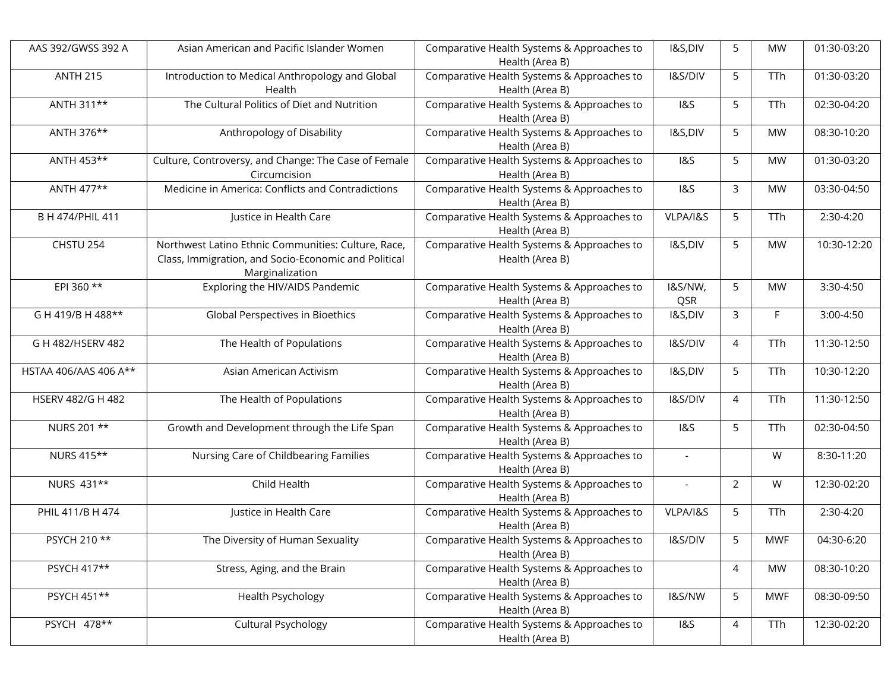| | | | | | | |
|---|---|---|---|---|---|---|
| AAS 392/GWSS 392 A | Asian American and Pacific Islander Women | Comparative Health Systems & Approaches to Health (Area B) | I&S,DIV | 5 | MW | 01:30-03:20 |
| ANTH 215 | Introduction to Medical Anthropology and Global Health | Comparative Health Systems & Approaches to Health (Area B) | I&S/DIV | 5 | TTh | 01:30-03:20 |
| ANTH 311** | The Cultural Politics of Diet and Nutrition | Comparative Health Systems & Approaches to Health (Area B) | I&S | 5 | TTh | 02:30-04:20 |
| ANTH 376** | Anthropology of Disability | Comparative Health Systems & Approaches to Health (Area B) | I&S,DIV | 5 | MW | 08:30-10:20 |
| ANTH 453** | Culture, Controversy, and Change: The Case of Female Circumcision | Comparative Health Systems & Approaches to Health (Area B) | I&S | 5 | MW | 01:30-03:20 |
| ANTH 477** | Medicine in America: Conflicts and Contradictions | Comparative Health Systems & Approaches to Health (Area B) | I&S | 3 | MW | 03:30-04:50 |
| B H 474/PHIL 411 | Justice in Health Care | Comparative Health Systems & Approaches to Health (Area B) | VLPA/I&S | 5 | TTh | 2:30-4:20 |
| CHSTU 254 | Northwest Latino Ethnic Communities: Culture, Race, Class, Immigration, and Socio-Economic and Political Marginalization | Comparative Health Systems & Approaches to Health (Area B) | I&S,DIV | 5 | MW | 10:30-12:20 |
| EPI 360 ** | Exploring the HIV/AIDS Pandemic | Comparative Health Systems & Approaches to Health (Area B) | I&S/NW, QSR | 5 | MW | 3:30-4:50 |
| G H 419/B H 488** | Global Perspectives in Bioethics | Comparative Health Systems & Approaches to Health (Area B) | I&S,DIV | 3 | F | 3:00-4:50 |
| G H 482/HSERV 482 | The Health of Populations | Comparative Health Systems & Approaches to Health (Area B) | I&S/DIV | 4 | TTh | 11:30-12:50 |
| HSTAA 406/AAS 406 A** | Asian American Activism | Comparative Health Systems & Approaches to Health (Area B) | I&S,DIV | 5 | TTh | 10:30-12:20 |
| HSERV 482/G H 482 | The Health of Populations | Comparative Health Systems & Approaches to Health (Area B) | I&S/DIV | 4 | TTh | 11:30-12:50 |
| NURS 201 ** | Growth and Development through the Life Span | Comparative Health Systems & Approaches to Health (Area B) | I&S | 5 | TTh | 02:30-04:50 |
| NURS 415** | Nursing Care of Childbearing Families | Comparative Health Systems & Approaches to Health (Area B) | - | | W | 8:30-11:20 |
| NURS 431** | Child Health | Comparative Health Systems & Approaches to Health (Area B) | - | 2 | W | 12:30-02:20 |
| PHIL 411/B H 474 | Justice in Health Care | Comparative Health Systems & Approaches to Health (Area B) | VLPA/I&S | 5 | TTh | 2:30-4:20 |
| PSYCH 210 ** | The Diversity of Human Sexuality | Comparative Health Systems & Approaches to Health (Area B) | I&S/DIV | 5 | MWF | 04:30-6:20 |
| PSYCH 417** | Stress, Aging, and the Brain | Comparative Health Systems & Approaches to Health (Area B) | | 4 | MW | 08:30-10:20 |
| PSYCH 451** | Health Psychology | Comparative Health Systems & Approaches to Health (Area B) | I&S/NW | 5 | MWF | 08:30-09:50 |
| PSYCH 478** | Cultural Psychology | Comparative Health Systems & Approaches to Health (Area B) | I&S | 4 | TTh | 12:30-02:20 |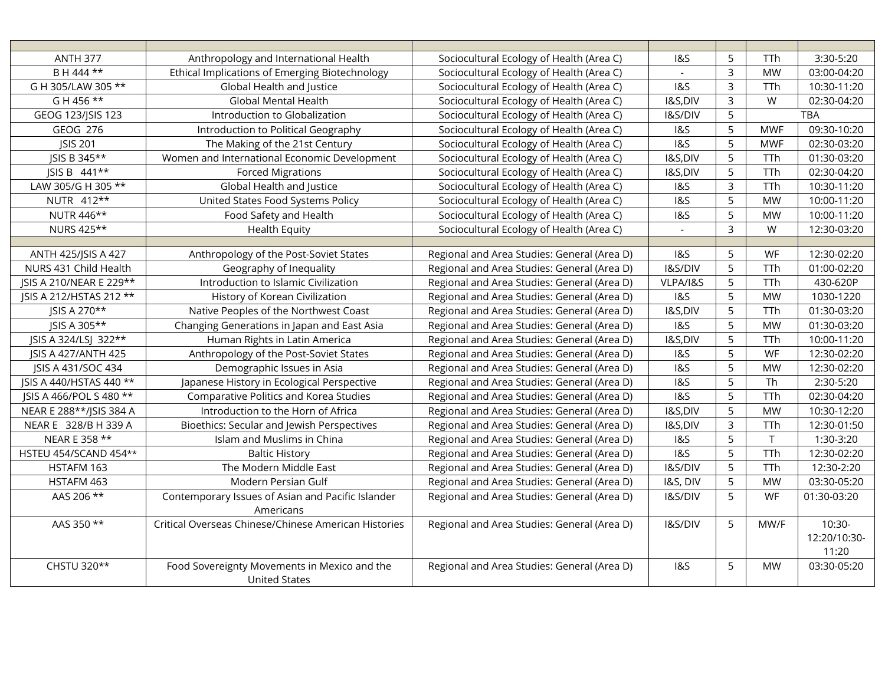| | | | | | | |
|---|---|---|---|---|---|---|
| ANTH 377 | Anthropology and International Health | Sociocultural Ecology of Health (Area C) | I&S | 5 | TTh | 3:30-5:20 |
| B H 444 ** | Ethical Implications of Emerging Biotechnology | Sociocultural Ecology of Health (Area C) | - | 3 | MW | 03:00-04:20 |
| G H 305/LAW 305 ** | Global Health and Justice | Sociocultural Ecology of Health (Area C) | I&S | 3 | TTh | 10:30-11:20 |
| G H 456 ** | Global Mental Health | Sociocultural Ecology of Health (Area C) | I&S,DIV | 3 | W | 02:30-04:20 |
| GEOG 123/JSIS 123 | Introduction to Globalization | Sociocultural Ecology of Health (Area C) | I&S/DIV | 5 | TBA | |
| GEOG 276 | Introduction to Political Geography | Sociocultural Ecology of Health (Area C) | I&S | 5 | MWF | 09:30-10:20 |
| JSIS 201 | The Making of the 21st Century | Sociocultural Ecology of Health (Area C) | I&S | 5 | MWF | 02:30-03:20 |
| JSIS B 345** | Women and International Economic Development | Sociocultural Ecology of Health (Area C) | I&S,DIV | 5 | TTh | 01:30-03:20 |
| JSIS B 441** | Forced Migrations | Sociocultural Ecology of Health (Area C) | I&S,DIV | 5 | TTh | 02:30-04:20 |
| LAW 305/G H 305 ** | Global Health and Justice | Sociocultural Ecology of Health (Area C) | I&S | 3 | TTh | 10:30-11:20 |
| NUTR 412** | United States Food Systems Policy | Sociocultural Ecology of Health (Area C) | I&S | 5 | MW | 10:00-11:20 |
| NUTR 446** | Food Safety and Health | Sociocultural Ecology of Health (Area C) | I&S | 5 | MW | 10:00-11:20 |
| NURS 425** | Health Equity | Sociocultural Ecology of Health (Area C) | - | 3 | W | 12:30-03:20 |
| | | | | | | |
| ANTH 425/JSIS A 427 | Anthropology of the Post-Soviet States | Regional and Area Studies: General (Area D) | I&S | 5 | WF | 12:30-02:20 |
| NURS 431 Child Health | Geography of Inequality | Regional and Area Studies: General (Area D) | I&S/DIV | 5 | TTh | 01:00-02:20 |
| JSIS A 210/NEAR E 229** | Introduction to Islamic Civilization | Regional and Area Studies: General (Area D) | VLPA/I&S | 5 | TTh | 430-620P |
| JSIS A 212/HSTAS 212 ** | History of Korean Civilization | Regional and Area Studies: General (Area D) | I&S | 5 | MW | 1030-1220 |
| JSIS A 270** | Native Peoples of the Northwest Coast | Regional and Area Studies: General (Area D) | I&S,DIV | 5 | TTh | 01:30-03:20 |
| JSIS A 305** | Changing Generations in Japan and East Asia | Regional and Area Studies: General (Area D) | I&S | 5 | MW | 01:30-03:20 |
| JSIS A 324/LSJ 322** | Human Rights in Latin America | Regional and Area Studies: General (Area D) | I&S,DIV | 5 | TTh | 10:00-11:20 |
| JSIS A 427/ANTH 425 | Anthropology of the Post-Soviet States | Regional and Area Studies: General (Area D) | I&S | 5 | WF | 12:30-02:20 |
| JSIS A 431/SOC 434 | Demographic Issues in Asia | Regional and Area Studies: General (Area D) | I&S | 5 | MW | 12:30-02:20 |
| JSIS A 440/HSTAS 440 ** | Japanese History in Ecological Perspective | Regional and Area Studies: General (Area D) | I&S | 5 | Th | 2:30-5:20 |
| JSIS A 466/POL S 480 ** | Comparative Politics and Korea Studies | Regional and Area Studies: General (Area D) | I&S | 5 | TTh | 02:30-04:20 |
| NEAR E 288**/JSIS 384 A | Introduction to the Horn of Africa | Regional and Area Studies: General (Area D) | I&S,DIV | 5 | MW | 10:30-12:20 |
| NEAR E 328/B H 339 A | Bioethics: Secular and Jewish Perspectives | Regional and Area Studies: General (Area D) | I&S,DIV | 3 | TTh | 12:30-01:50 |
| NEAR E 358 ** | Islam and Muslims in China | Regional and Area Studies: General (Area D) | I&S | 5 | T | 1:30-3:20 |
| HSTEU 454/SCAND 454** | Baltic History | Regional and Area Studies: General (Area D) | I&S | 5 | TTh | 12:30-02:20 |
| HSTAFM 163 | The Modern Middle East | Regional and Area Studies: General (Area D) | I&S/DIV | 5 | TTh | 12:30-2:20 |
| HSTAFM 463 | Modern Persian Gulf | Regional and Area Studies: General (Area D) | I&S, DIV | 5 | MW | 03:30-05:20 |
| AAS 206 ** | Contemporary Issues of Asian and Pacific Islander Americans | Regional and Area Studies: General (Area D) | I&S/DIV | 5 | WF | 01:30-03:20 |
| AAS 350 ** | Critical Overseas Chinese/Chinese American Histories | Regional and Area Studies: General (Area D) | I&S/DIV | 5 | MW/F | 10:30-12:20/10:30-11:20 |
| CHSTU 320** | Food Sovereignty Movements in Mexico and the United States | Regional and Area Studies: General (Area D) | I&S | 5 | MW | 03:30-05:20 |